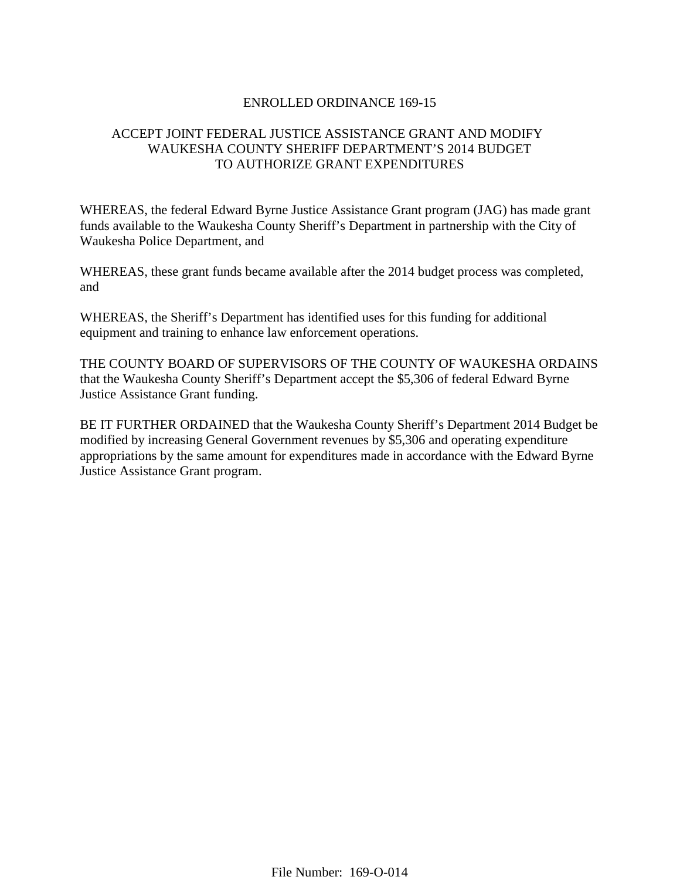# ENROLLED ORDINANCE 169-15

## ACCEPT JOINT FEDERAL JUSTICE ASSISTANCE GRANT AND MODIFY WAUKESHA COUNTY SHERIFF DEPARTMENT'S 2014 BUDGET TO AUTHORIZE GRANT EXPENDITURES

WHEREAS, the federal Edward Byrne Justice Assistance Grant program (JAG) has made grant funds available to the Waukesha County Sheriff's Department in partnership with the City of Waukesha Police Department, and

WHEREAS, these grant funds became available after the 2014 budget process was completed, and

WHEREAS, the Sheriff's Department has identified uses for this funding for additional equipment and training to enhance law enforcement operations.

THE COUNTY BOARD OF SUPERVISORS OF THE COUNTY OF WAUKESHA ORDAINS that the Waukesha County Sheriff's Department accept the $5,306 of federal Edward Byrne Justice Assistance Grant funding.

BE IT FURTHER ORDAINED that the Waukesha County Sheriff's Department 2014 Budget be modified by increasing General Government revenues by $5,306 and operating expenditure appropriations by the same amount for expenditures made in accordance with the Edward Byrne Justice Assistance Grant program.

File Number: 169-O-014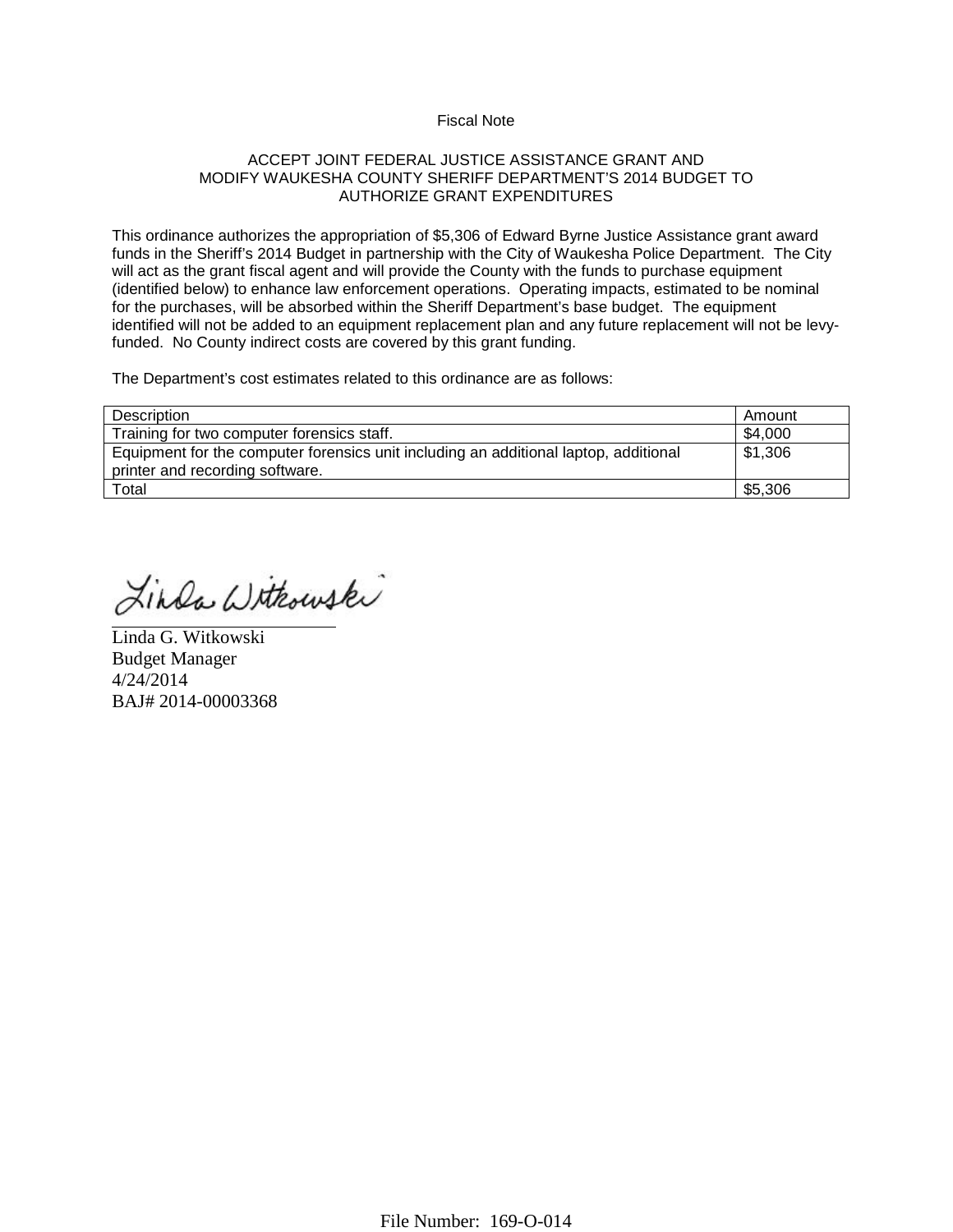Fiscal Note

ACCEPT JOINT FEDERAL JUSTICE ASSISTANCE GRANT AND
MODIFY WAUKESHA COUNTY SHERIFF DEPARTMENT'S 2014 BUDGET TO
AUTHORIZE GRANT EXPENDITURES

This ordinance authorizes the appropriation of $5,306 of Edward Byrne Justice Assistance grant award funds in the Sheriff's 2014 Budget in partnership with the City of Waukesha Police Department. The City will act as the grant fiscal agent and will provide the County with the funds to purchase equipment (identified below) to enhance law enforcement operations. Operating impacts, estimated to be nominal for the purchases, will be absorbed within the Sheriff Department's base budget. The equipment identified will not be added to an equipment replacement plan and any future replacement will not be levy-funded. No County indirect costs are covered by this grant funding.

The Department's cost estimates related to this ordinance are as follows:

| Description | Amount |
|---|---|
| Training for two computer forensics staff. | $4,000 |
| Equipment for the computer forensics unit including an additional laptop, additional printer and recording software. | $1,306 |
| Total | $5,306 |

Linda G. Witkowski
Budget Manager
4/24/2014
BAJ# 2014-00003368

File Number: 169-O-014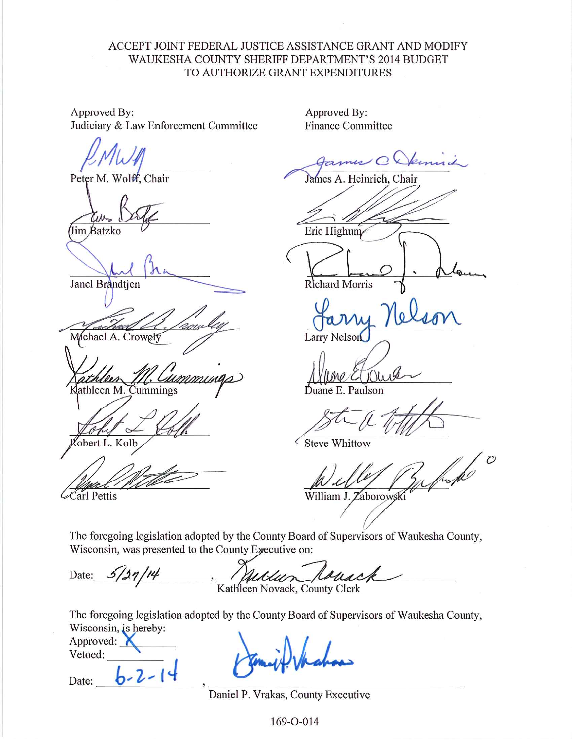ACCEPT JOINT FEDERAL JUSTICE ASSISTANCE GRANT AND MODIFY WAUKESHA COUNTY SHERIFF DEPARTMENT'S 2014 BUDGET TO AUTHORIZE GRANT EXPENDITURES

| Approved By: Judiciary & Law Enforcement Committee | Approved By: Finance Committee |
|---|---|
| Peter M. Wolff, Chair | James A. Heinrich, Chair |
| Jim Batzko | Eric Highum |
| Janel Brandtjen | Richard Morris |
| Michael A. Crowley | Larry Nelson |
| Kathleen M. Cummings | Duane E. Paulson |
| Robert L. Kolb | Steve Whittow |
| Carl Pettis | William J. Zaborowski |

The foregoing legislation adopted by the County Board of Supervisors of Waukesha County, Wisconsin, was presented to the County Executive on:

Date: 5/27/14, Kathleen Novack, County Clerk

The foregoing legislation adopted by the County Board of Supervisors of Waukesha County, Wisconsin, is hereby:

Approved: X

Vetoed: ______

Date: 6-2-14, Daniel P. Vrakas, County Executive

169-O-014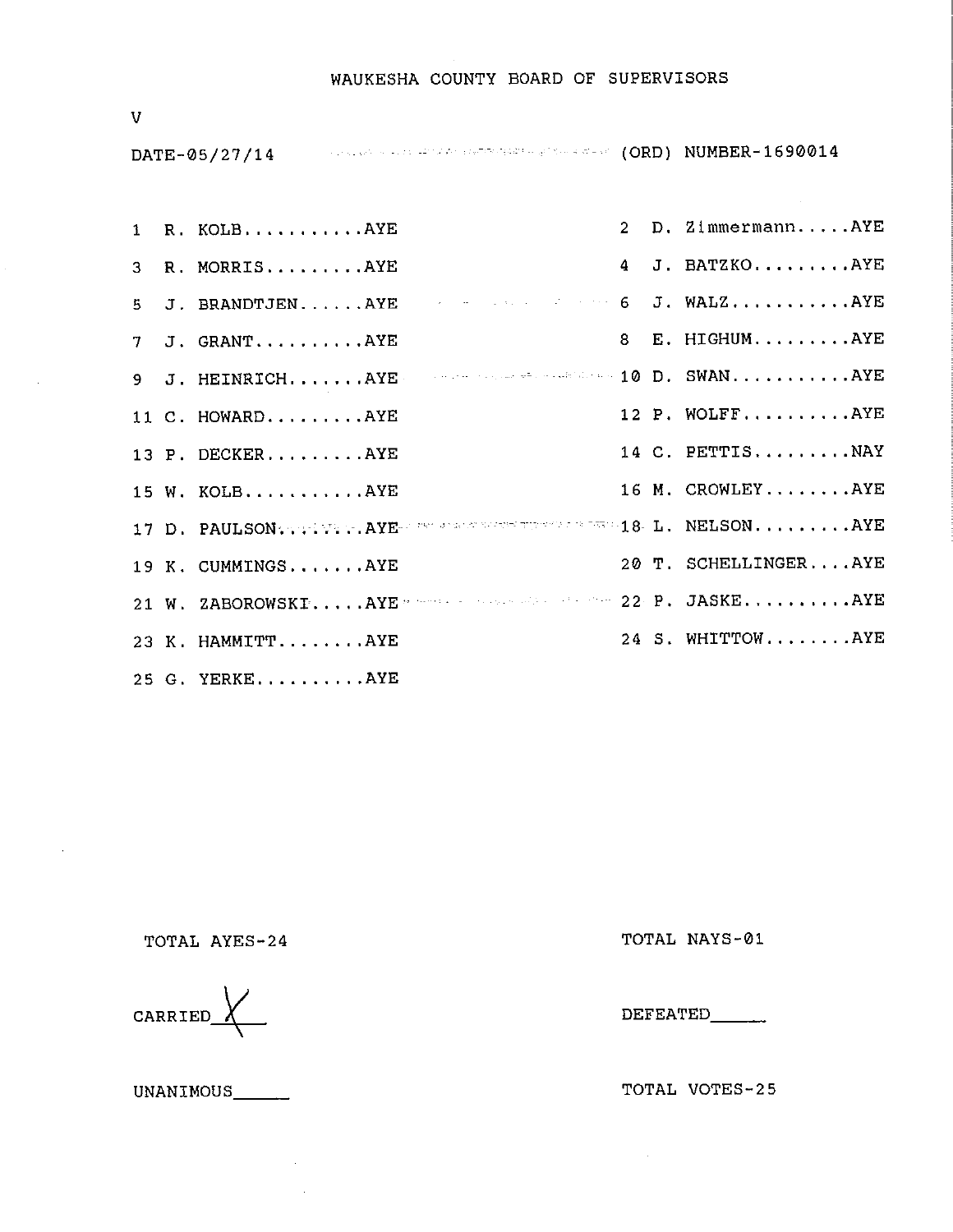# WAUKESHA COUNTY BOARD OF SUPERVISORS

V

DATE-05/27/14 (ORD) NUMBER-1690014

| | |
|---|---|
| 1 R. KOLB...........AYE | 2 D. Zimmermann.....AYE |
| 3 R. MORRIS.........AYE | 4 J. BATZKO.........AYE |
| 5 J. BRANDTJEN......AYE | 6 J. WALZ...........AYE |
| 7 J. GRANT..........AYE | 8 E. HIGHUM.........AYE |
| 9 J. HEINRICH.......AYE | 10 D. SWAN...........AYE |
| 11 C. HOWARD.........AYE | 12 P. WOLFF..........AYE |
| 13 P. DECKER.........AYE | 14 C. PETTIS.........NAY |
| 15 W. KOLB...........AYE | 16 M. CROWLEY........AYE |
| 17 D. PAULSON........AYE | 18 L. NELSON.........AYE |
| 19 K. CUMMINGS.......AYE | 20 T. SCHELLINGER....AYE |
| 21 W. ZABOROWSKI.....AYE | 22 P. JASKE..........AYE |
| 23 K. HAMMITT........AYE | 24 S. WHITTOW........AYE |
| 25 G. YERKE..........AYE | |

TOTAL AYES-24

TOTAL NAYS-01

CARRIED X

DEFEATED\_\_\_\_\_\_

UNANIMOUS\_\_\_\_\_\_

TOTAL VOTES-25